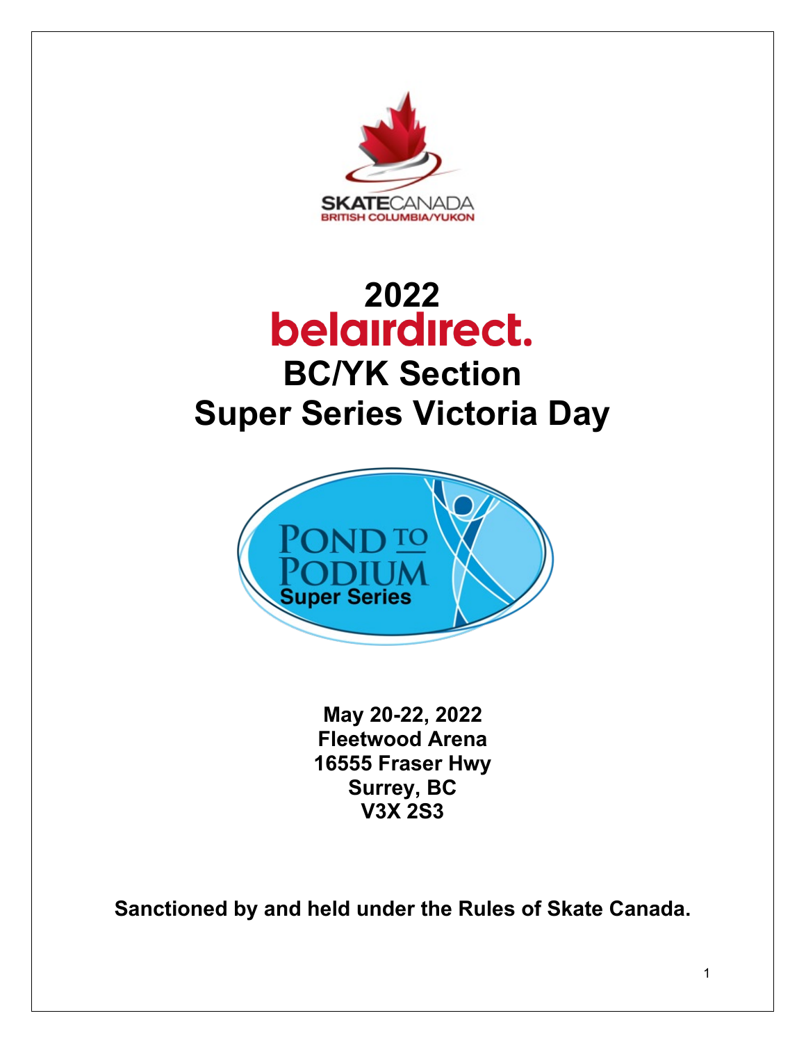SKATECANADA
BRITISH COLUMBIA/YUKON

# 2022
# belairdirect.
# BC/YK Section
# Super Series Victoria Day

POND TO PODIUM
Super Series

**May 20-22, 2022**
**Fleetwood Arena**
**16555 Fraser Hwy**
**Surrey, BC**
**V3X 2S3**

**Sanctioned by and held under the Rules of Skate Canada.**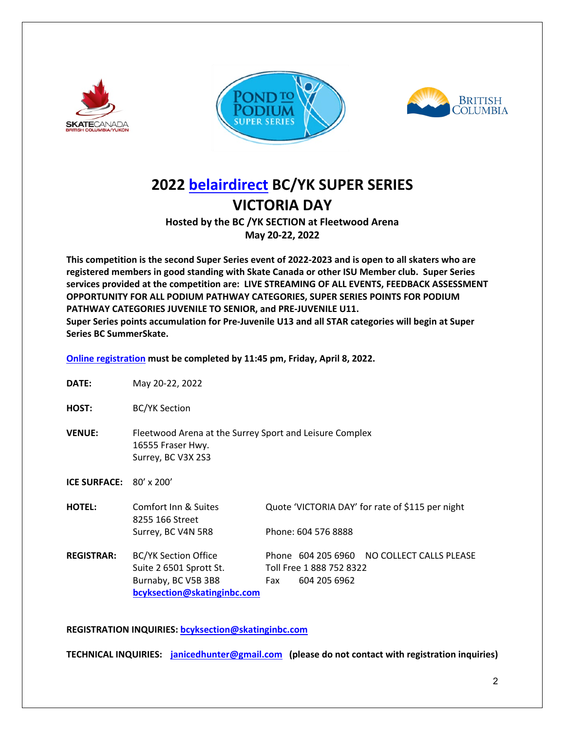# 2022 belairdirect BC/YK SUPER SERIES

# VICTORIA DAY

**Hosted by the BC /YK SECTION at Fleetwood Arena**
**May 20-22, 2022**

**This competition is the second Super Series event of 2022-2023 and is open to all skaters who are registered members in good standing with Skate Canada or other ISU Member club. Super Series services provided at the competition are: LIVE STREAMING OF ALL EVENTS, FEEDBACK ASSESSMENT OPPORTUNITY FOR ALL PODIUM PATHWAY CATEGORIES, SUPER SERIES POINTS FOR PODIUM PATHWAY CATEGORIES JUVENILE TO SENIOR, and PRE-JUVENILE U11.**
**Super Series points accumulation for Pre-Juvenile U13 and all STAR categories will begin at Super Series BC SummerSkate.**

**Online registration must be completed by 11:45 pm, Friday, April 8, 2022.**

**DATE:** May 20-22, 2022

**HOST:** BC/YK Section

**VENUE:** Fleetwood Arena at the Surrey Sport and Leisure Complex
16555 Fraser Hwy.
Surrey, BC V3X 2S3

**ICE SURFACE:** 80' x 200'

**HOTEL:** Comfort Inn & Suites
8255 166 Street
Surrey, BC V4N 5R8

Quote 'VICTORIA DAY' for rate of $115 per night
Phone: 604 576 8888

**REGISTRAR:** BC/YK Section Office
Suite 2 6501 Sprott St.
Burnaby, BC V5B 3B8
**bcyksection@skatinginbc.com**

Phone 604 205 6960 NO COLLECT CALLS PLEASE
Toll Free 1 888 752 8322
Fax 604 205 6962

**REGISTRATION INQUIRIES: bcyksection@skatinginbc.com**

**TECHNICAL INQUIRIES: janicedhunter@gmail.com (please do not contact with registration inquiries)**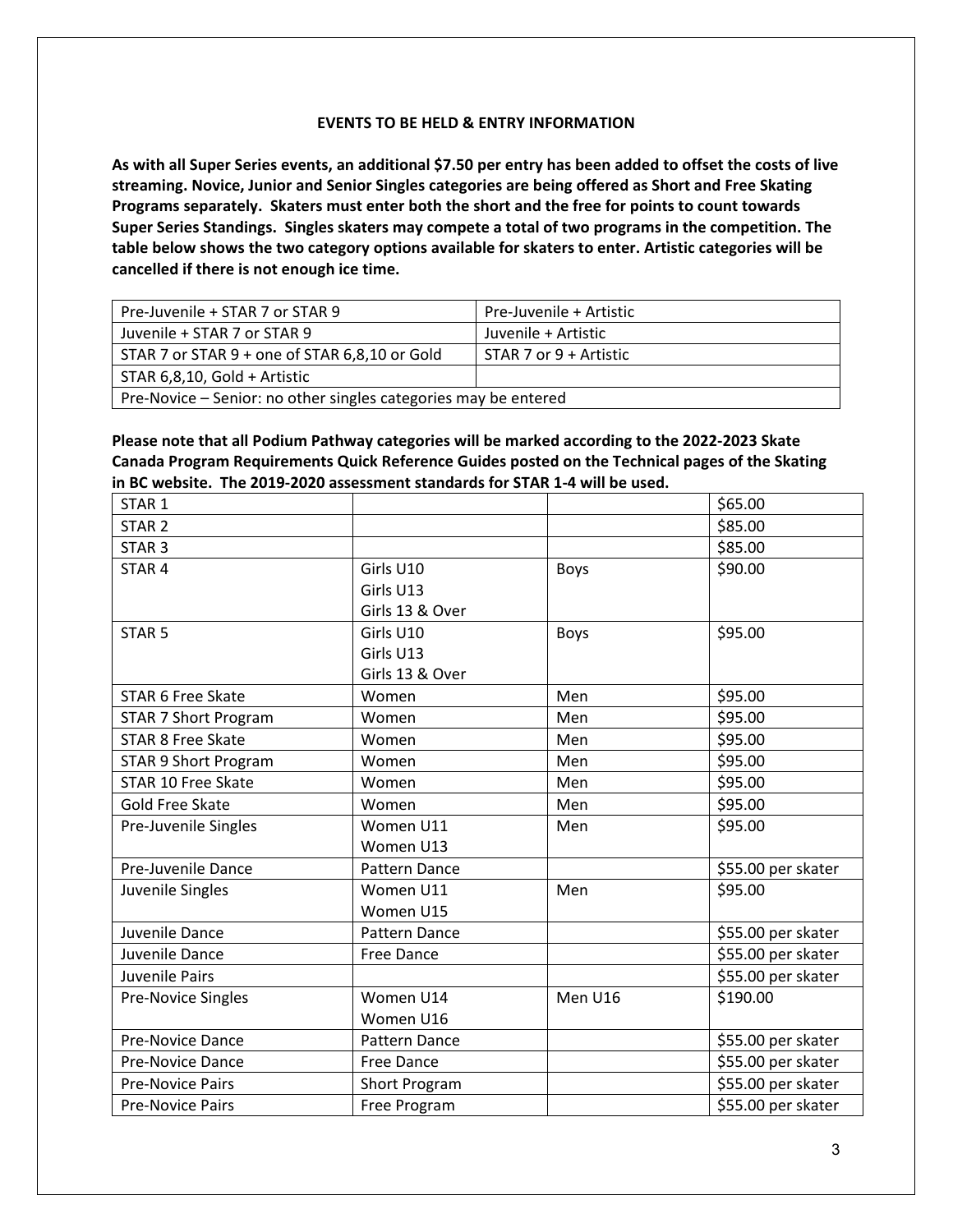## EVENTS TO BE HELD & ENTRY INFORMATION

**As with all Super Series events, an additional $7.50 per entry has been added to offset the costs of live streaming. Novice, Junior and Senior Singles categories are being offered as Short and Free Skating Programs separately. Skaters must enter both the short and the free for points to count towards Super Series Standings. Singles skaters may compete a total of two programs in the competition. The table below shows the two category options available for skaters to enter. Artistic categories will be cancelled if there is not enough ice time.**

| | |
|---|---|
| Pre-Juvenile + STAR 7 or STAR 9 | Pre-Juvenile + Artistic |
| Juvenile + STAR 7 or STAR 9 | Juvenile + Artistic |
| STAR 7 or STAR 9 + one of STAR 6,8,10 or Gold | STAR 7 or 9 + Artistic |
| STAR 6,8,10, Gold + Artistic | |
| Pre-Novice – Senior: no other singles categories may be entered | |

**Please note that all Podium Pathway categories will be marked according to the 2022-2023 Skate Canada Program Requirements Quick Reference Guides posted on the Technical pages of the Skating in BC website. The 2019-2020 assessment standards for STAR 1-4 will be used.**

| | | | |
|---|---|---|---|
| STAR 1 | | | $65.00 |
| STAR 2 | | | $85.00 |
| STAR 3 | | | $85.00 |
| STAR 4 | Girls U10<br>Girls U13<br>Girls 13 & Over | Boys | $90.00 |
| STAR 5 | Girls U10<br>Girls U13<br>Girls 13 & Over | Boys | $95.00 |
| STAR 6 Free Skate | Women | Men | $95.00 |
| STAR 7 Short Program | Women | Men | $95.00 |
| STAR 8 Free Skate | Women | Men | $95.00 |
| STAR 9 Short Program | Women | Men | $95.00 |
| STAR 10 Free Skate | Women | Men | $95.00 |
| Gold Free Skate | Women | Men | $95.00 |
| Pre-Juvenile Singles | Women U11<br>Women U13 | Men | $95.00 |
| Pre-Juvenile Dance | Pattern Dance | | $55.00 per skater |
| Juvenile Singles | Women U11<br>Women U15 | Men | $95.00 |
| Juvenile Dance | Pattern Dance | | $55.00 per skater |
| Juvenile Dance | Free Dance | | $55.00 per skater |
| Juvenile Pairs | | | $55.00 per skater |
| Pre-Novice Singles | Women U14<br>Women U16 | Men U16 | $190.00 |
| Pre-Novice Dance | Pattern Dance | | $55.00 per skater |
| Pre-Novice Dance | Free Dance | | $55.00 per skater |
| Pre-Novice Pairs | Short Program | | $55.00 per skater |
| Pre-Novice Pairs | Free Program | | $55.00 per skater |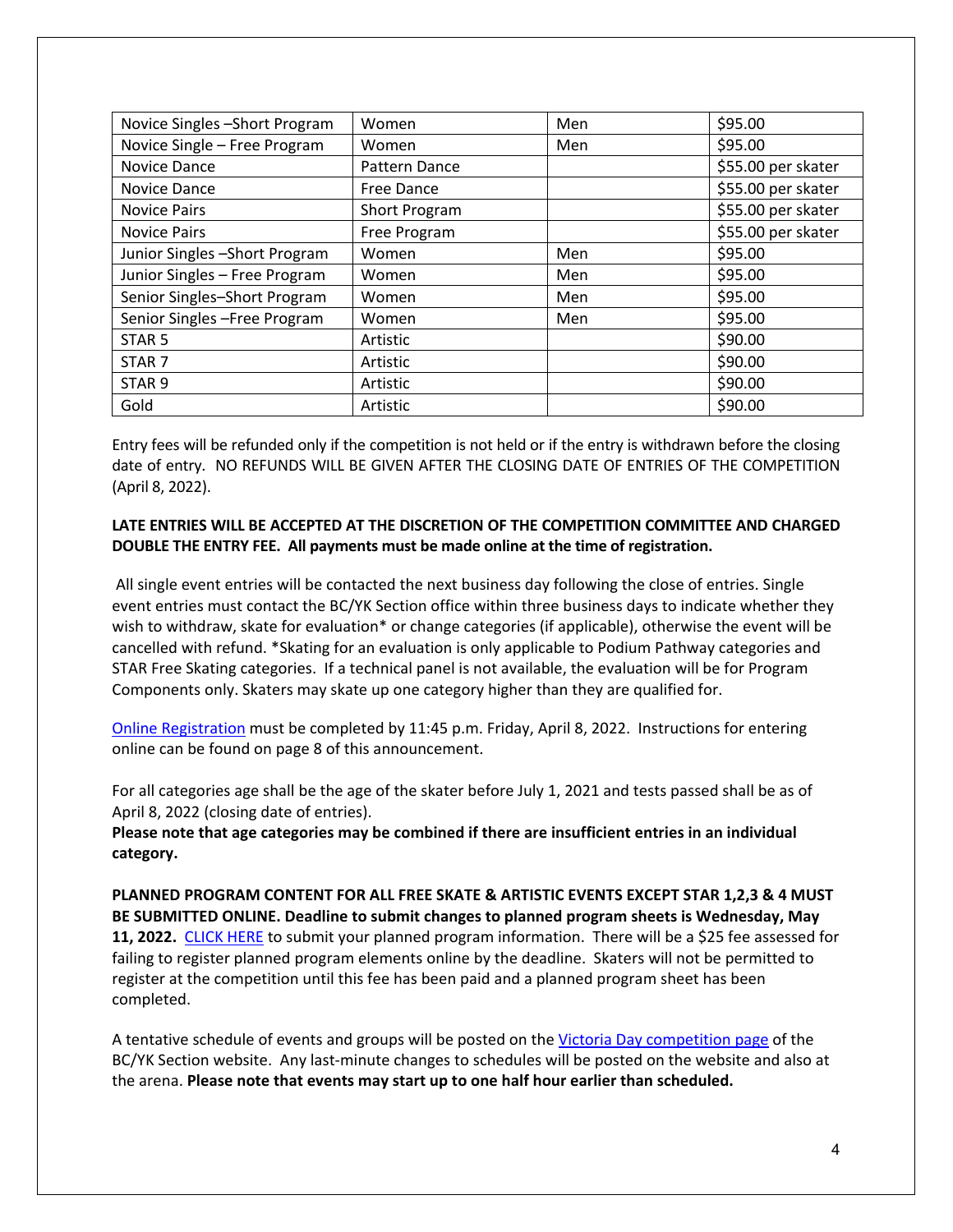| Novice Singles –Short Program | Women | Men | $95.00 |
|---|---|---|---|
| Novice Single – Free Program | Women | Men | $95.00 |
| Novice Dance | Pattern Dance | | $55.00 per skater |
| Novice Dance | Free Dance | | $55.00 per skater |
| Novice Pairs | Short Program | | $55.00 per skater |
| Novice Pairs | Free Program | | $55.00 per skater |
| Junior Singles –Short Program | Women | Men | $95.00 |
| Junior Singles – Free Program | Women | Men | $95.00 |
| Senior Singles–Short Program | Women | Men | $95.00 |
| Senior Singles –Free Program | Women | Men | $95.00 |
| STAR 5 | Artistic | | $90.00 |
| STAR 7 | Artistic | | $90.00 |
| STAR 9 | Artistic | | $90.00 |
| Gold | Artistic | | $90.00 |

Entry fees will be refunded only if the competition is not held or if the entry is withdrawn before the closing date of entry. NO REFUNDS WILL BE GIVEN AFTER THE CLOSING DATE OF ENTRIES OF THE COMPETITION (April 8, 2022).

**LATE ENTRIES WILL BE ACCEPTED AT THE DISCRETION OF THE COMPETITION COMMITTEE AND CHARGED DOUBLE THE ENTRY FEE. All payments must be made online at the time of registration.**

All single event entries will be contacted the next business day following the close of entries. Single event entries must contact the BC/YK Section office within three business days to indicate whether they wish to withdraw, skate for evaluation* or change categories (if applicable), otherwise the event will be cancelled with refund. *Skating for an evaluation is only applicable to Podium Pathway categories and STAR Free Skating categories. If a technical panel is not available, the evaluation will be for Program Components only. Skaters may skate up one category higher than they are qualified for.

Online Registration must be completed by 11:45 p.m. Friday, April 8, 2022. Instructions for entering online can be found on page 8 of this announcement.

For all categories age shall be the age of the skater before July 1, 2021 and tests passed shall be as of April 8, 2022 (closing date of entries).
**Please note that age categories may be combined if there are insufficient entries in an individual category.**

**PLANNED PROGRAM CONTENT FOR ALL FREE SKATE & ARTISTIC EVENTS EXCEPT STAR 1,2,3 & 4 MUST BE SUBMITTED ONLINE. Deadline to submit changes to planned program sheets is Wednesday, May 11, 2022.** CLICK HERE to submit your planned program information. There will be a $25 fee assessed for failing to register planned program elements online by the deadline. Skaters will not be permitted to register at the competition until this fee has been paid and a planned program sheet has been completed.

A tentative schedule of events and groups will be posted on the Victoria Day competition page of the BC/YK Section website. Any last-minute changes to schedules will be posted on the website and also at the arena. **Please note that events may start up to one half hour earlier than scheduled.**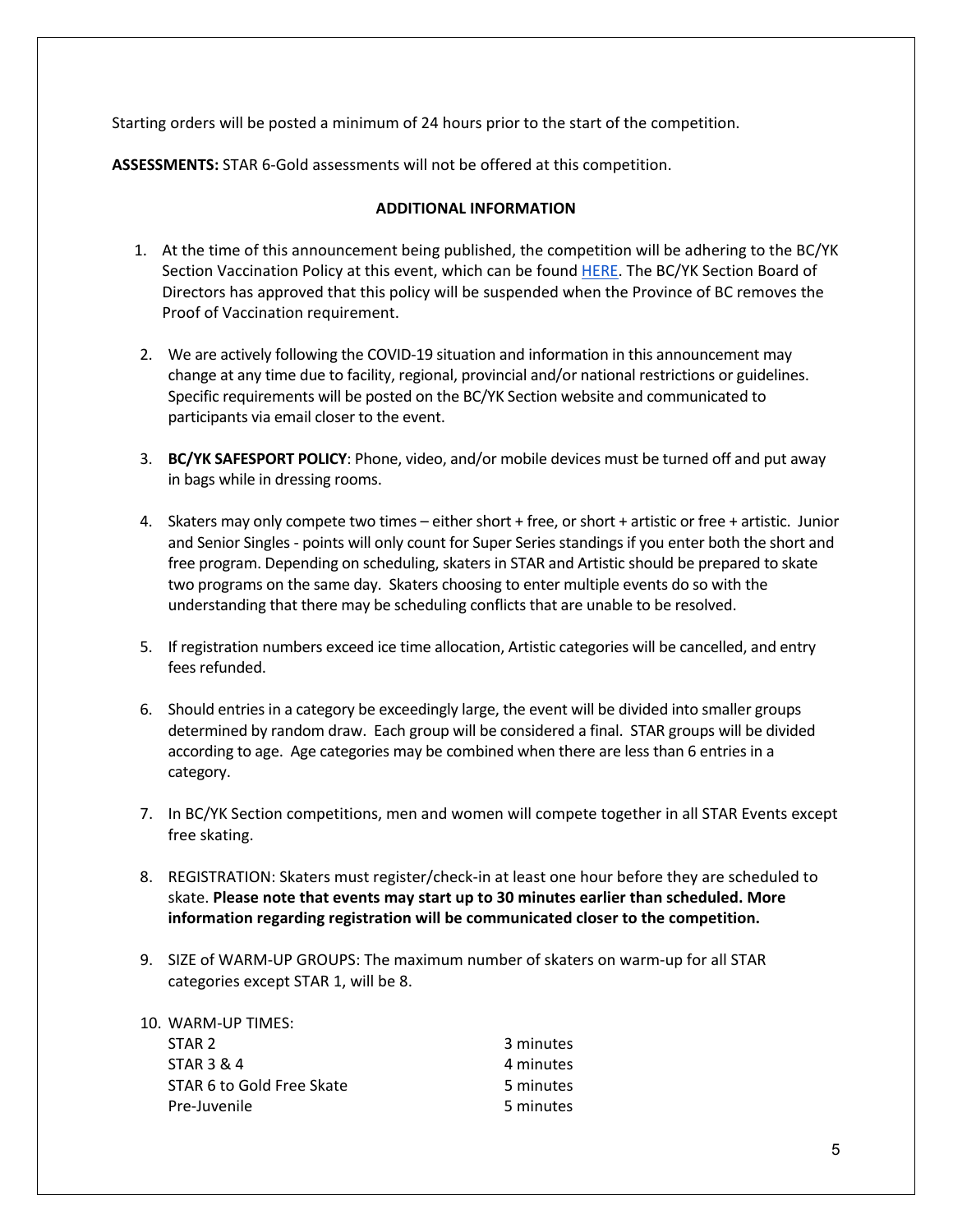Starting orders will be posted a minimum of 24 hours prior to the start of the competition.

**ASSESSMENTS:** STAR 6-Gold assessments will not be offered at this competition.

## ADDITIONAL INFORMATION

1. At the time of this announcement being published, the competition will be adhering to the BC/YK Section Vaccination Policy at this event, which can be found HERE. The BC/YK Section Board of Directors has approved that this policy will be suspended when the Province of BC removes the Proof of Vaccination requirement.

2. We are actively following the COVID-19 situation and information in this announcement may change at any time due to facility, regional, provincial and/or national restrictions or guidelines. Specific requirements will be posted on the BC/YK Section website and communicated to participants via email closer to the event.

3. **BC/YK SAFESPORT POLICY**: Phone, video, and/or mobile devices must be turned off and put away in bags while in dressing rooms.

4. Skaters may only compete two times – either short + free, or short + artistic or free + artistic. Junior and Senior Singles - points will only count for Super Series standings if you enter both the short and free program. Depending on scheduling, skaters in STAR and Artistic should be prepared to skate two programs on the same day. Skaters choosing to enter multiple events do so with the understanding that there may be scheduling conflicts that are unable to be resolved.

5. If registration numbers exceed ice time allocation, Artistic categories will be cancelled, and entry fees refunded.

6. Should entries in a category be exceedingly large, the event will be divided into smaller groups determined by random draw. Each group will be considered a final. STAR groups will be divided according to age. Age categories may be combined when there are less than 6 entries in a category.

7. In BC/YK Section competitions, men and women will compete together in all STAR Events except free skating.

8. REGISTRATION: Skaters must register/check-in at least one hour before they are scheduled to skate. **Please note that events may start up to 30 minutes earlier than scheduled. More information regarding registration will be communicated closer to the competition.**

9. SIZE of WARM-UP GROUPS: The maximum number of skaters on warm-up for all STAR categories except STAR 1, will be 8.

10. WARM-UP TIMES:

| | |
|---|---|
| STAR 2 | 3 minutes |
| STAR 3 & 4 | 4 minutes |
| STAR 6 to Gold Free Skate | 5 minutes |
| Pre-Juvenile | 5 minutes |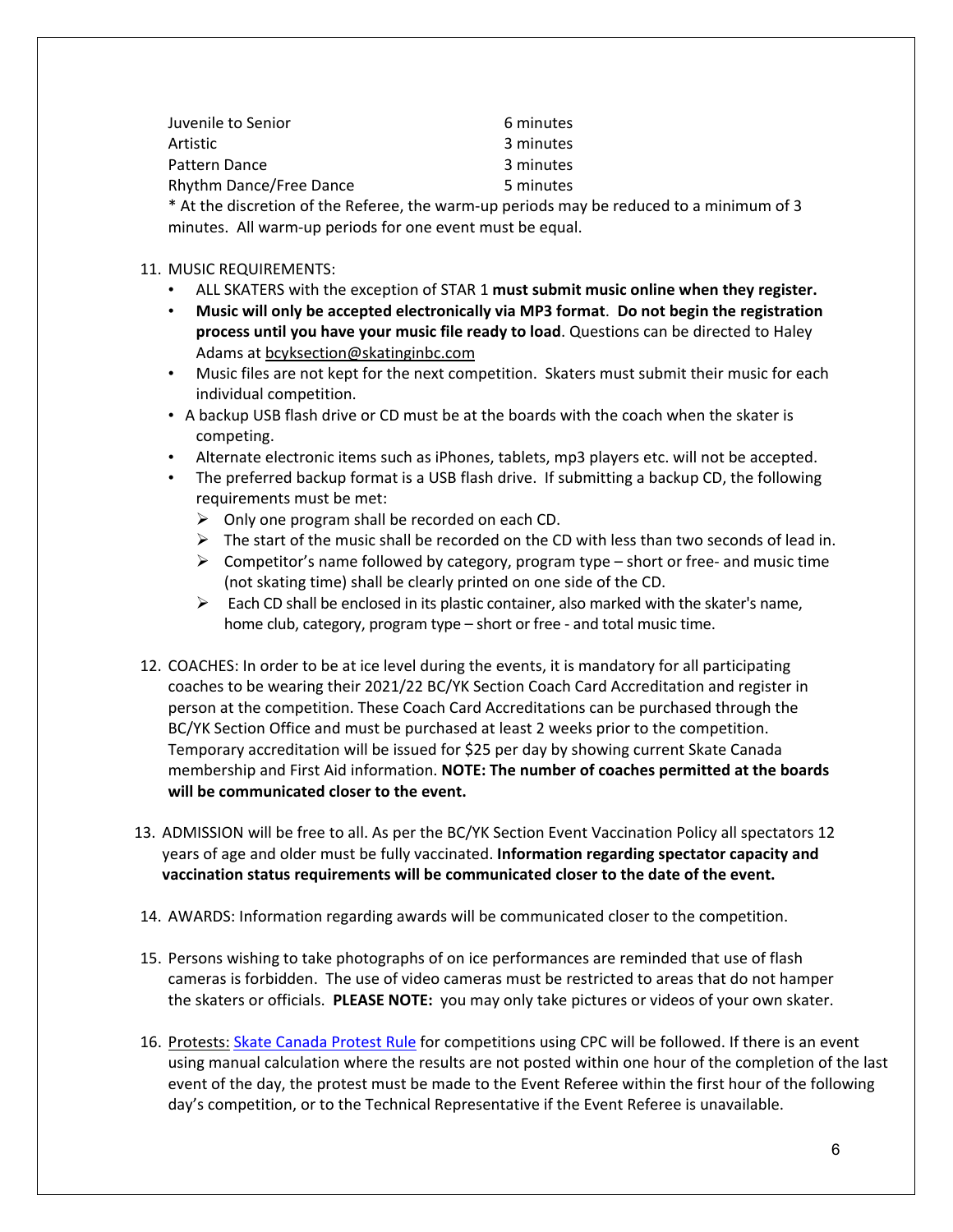| | |
|---|---|
| Juvenile to Senior | 6 minutes |
| Artistic | 3 minutes |
| Pattern Dance | 3 minutes |
| Rhythm Dance/Free Dance | 5 minutes |

* At the discretion of the Referee, the warm-up periods may be reduced to a minimum of 3 minutes. All warm-up periods for one event must be equal.

11. MUSIC REQUIREMENTS:
    - ALL SKATERS with the exception of STAR 1 **must submit music online when they register.**
    - **Music will only be accepted electronically via MP3 format**. **Do not begin the registration process until you have your music file ready to load**. Questions can be directed to Haley Adams at bcyksection@skatinginbc.com
    - Music files are not kept for the next competition. Skaters must submit their music for each individual competition.
    - A backup USB flash drive or CD must be at the boards with the coach when the skater is competing.
    - Alternate electronic items such as iPhones, tablets, mp3 players etc. will not be accepted.
    - The preferred backup format is a USB flash drive. If submitting a backup CD, the following requirements must be met:
        - Only one program shall be recorded on each CD.
        - The start of the music shall be recorded on the CD with less than two seconds of lead in.
        - Competitor's name followed by category, program type – short or free- and music time (not skating time) shall be clearly printed on one side of the CD.
        - Each CD shall be enclosed in its plastic container, also marked with the skater's name, home club, category, program type – short or free - and total music time.

12. COACHES: In order to be at ice level during the events, it is mandatory for all participating coaches to be wearing their 2021/22 BC/YK Section Coach Card Accreditation and register in person at the competition. These Coach Card Accreditations can be purchased through the BC/YK Section Office and must be purchased at least 2 weeks prior to the competition. Temporary accreditation will be issued for $25 per day by showing current Skate Canada membership and First Aid information. **NOTE: The number of coaches permitted at the boards will be communicated closer to the event.**

13. ADMISSION will be free to all. As per the BC/YK Section Event Vaccination Policy all spectators 12 years of age and older must be fully vaccinated. **Information regarding spectator capacity and vaccination status requirements will be communicated closer to the date of the event.**

14. AWARDS: Information regarding awards will be communicated closer to the competition.

15. Persons wishing to take photographs of on ice performances are reminded that use of flash cameras is forbidden. The use of video cameras must be restricted to areas that do not hamper the skaters or officials. **PLEASE NOTE:** you may only take pictures or videos of your own skater.

16. Protests: Skate Canada Protest Rule for competitions using CPC will be followed. If there is an event using manual calculation where the results are not posted within one hour of the completion of the last event of the day, the protest must be made to the Event Referee within the first hour of the following day's competition, or to the Technical Representative if the Event Referee is unavailable.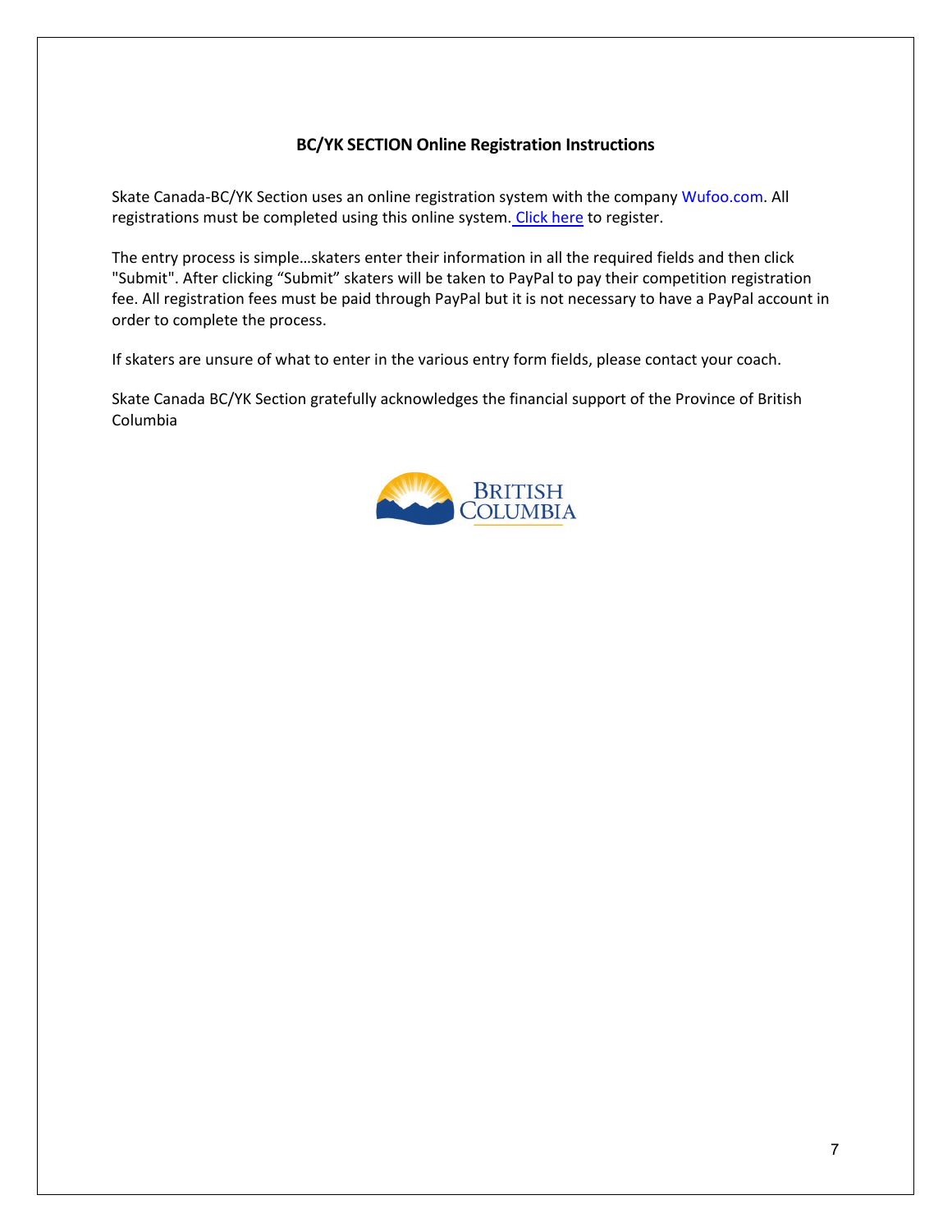**BC/YK SECTION Online Registration Instructions**

Skate Canada-BC/YK Section uses an online registration system with the company Wufoo.com. All registrations must be completed using this online system. Click here to register.

The entry process is simple…skaters enter their information in all the required fields and then click "Submit". After clicking "Submit" skaters will be taken to PayPal to pay their competition registration fee. All registration fees must be paid through PayPal but it is not necessary to have a PayPal account in order to complete the process.

If skaters are unsure of what to enter in the various entry form fields, please contact your coach.

Skate Canada BC/YK Section gratefully acknowledges the financial support of the Province of British Columbia

BRITISH COLUMBIA